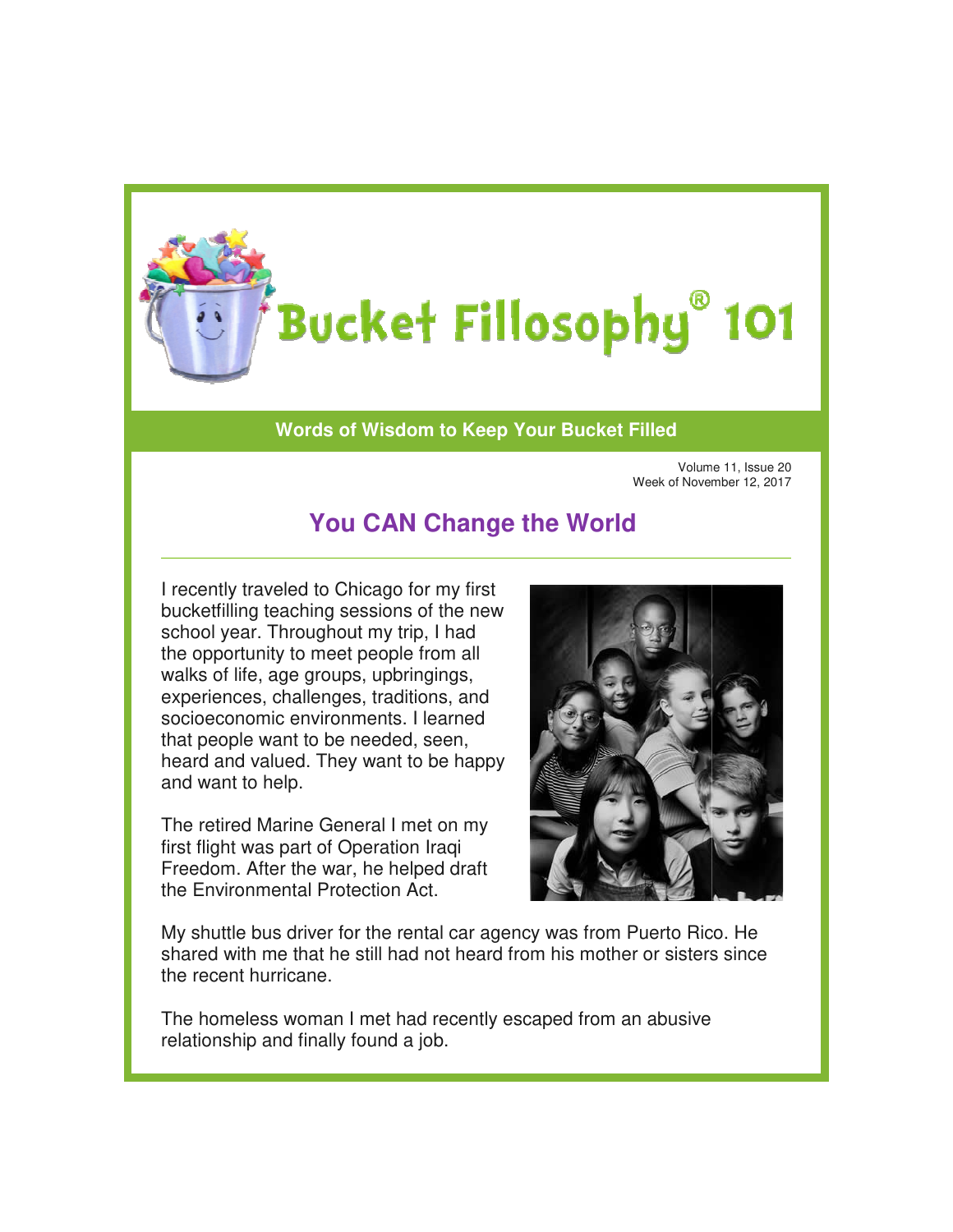# Bucket Fillosophy® 101

**Words of Wisdom to Keep Your Bucket Filled**

Volume 11, Issue 20
Week of November 12, 2017

## You CAN Change the World

I recently traveled to Chicago for my first bucketfilling teaching sessions of the new school year. Throughout my trip, I had the opportunity to meet people from all walks of life, age groups, upbringings, experiences, challenges, traditions, and socioeconomic environments. I learned that people want to be needed, seen, heard and valued. They want to be happy and want to help.

The retired Marine General I met on my first flight was part of Operation Iraqi Freedom. After the war, he helped draft the Environmental Protection Act.

My shuttle bus driver for the rental car agency was from Puerto Rico. He shared with me that he still had not heard from his mother or sisters since the recent hurricane.

The homeless woman I met had recently escaped from an abusive relationship and finally found a job.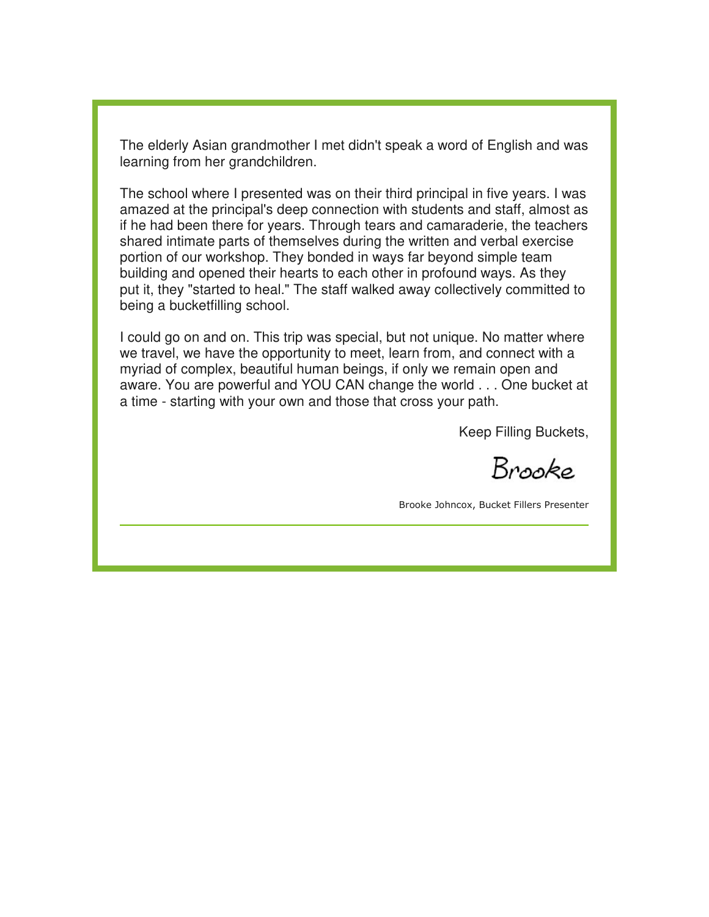The elderly Asian grandmother I met didn't speak a word of English and was learning from her grandchildren.

The school where I presented was on their third principal in five years. I was amazed at the principal's deep connection with students and staff, almost as if he had been there for years. Through tears and camaraderie, the teachers shared intimate parts of themselves during the written and verbal exercise portion of our workshop. They bonded in ways far beyond simple team building and opened their hearts to each other in profound ways. As they put it, they "started to heal." The staff walked away collectively committed to being a bucketfilling school.

I could go on and on. This trip was special, but not unique. No matter where we travel, we have the opportunity to meet, learn from, and connect with a myriad of complex, beautiful human beings, if only we remain open and aware. You are powerful and YOU CAN change the world . . . One bucket at a time - starting with your own and those that cross your path.

Keep Filling Buckets,

Brooke

Brooke Johncox, Bucket Fillers Presenter

---